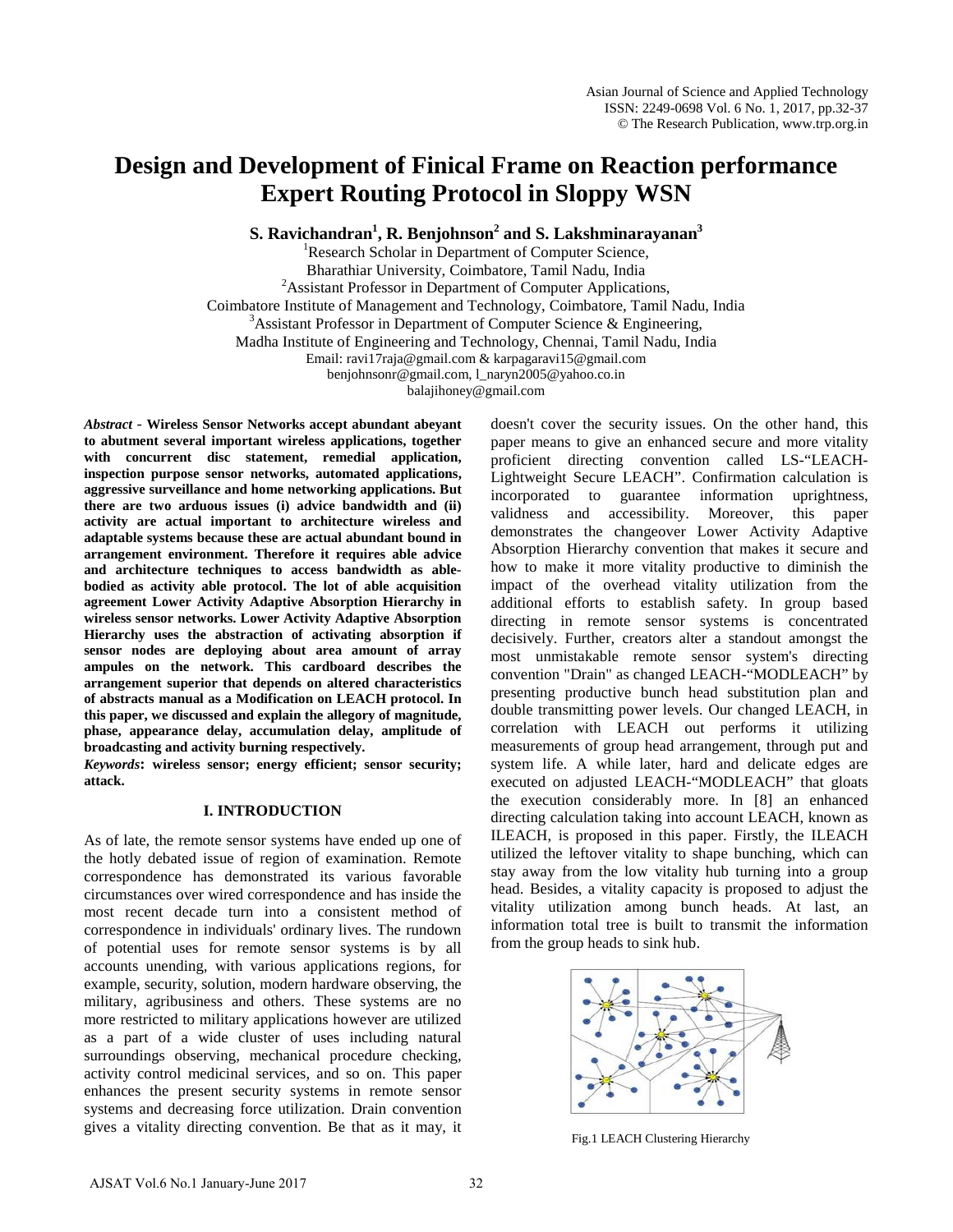# Design and Development of Finical Frame on Reaction performance Expert Routing Protocol in Sloppy WSN

**S. Ravichandran[1], R. Benjohnson[2] and S. Lakshminarayanan[3]**

[1]Research Scholar in Department of Computer Science, Bharathiar University, Coimbatore, Tamil Nadu, India
[2]Assistant Professor in Department of Computer Applications, Coimbatore Institute of Management and Technology, Coimbatore, Tamil Nadu, India
[3]Assistant Professor in Department of Computer Science & Engineering, Madha Institute of Engineering and Technology, Chennai, Tamil Nadu, India
Email: ravi17raja@gmail.com & karpagaravi15@gmail.com
benjohnsonr@gmail.com, l_naryn2005@yahoo.co.in
balajihoney@gmail.com

***Abstract* - Wireless Sensor Networks accept abundant abeyant to abutment several important wireless applications, together with concurrent disc statement, remedial application, inspection purpose sensor networks, automated applications, aggressive surveillance and home networking applications. But there are two arduous issues (i) advice bandwidth and (ii) activity are actual important to architecture wireless and adaptable systems because these are actual abundant bound in arrangement environment. Therefore it requires able advice and architecture techniques to access bandwidth as able-bodied as activity able protocol. The lot of able acquisition agreement Lower Activity Adaptive Absorption Hierarchy in wireless sensor networks. Lower Activity Adaptive Absorption Hierarchy uses the abstraction of activating absorption if sensor nodes are deploying about area amount of array ampules on the network. This cardboard describes the arrangement superior that depends on altered characteristics of abstracts manual as a Modification on LEACH protocol. In this paper, we discussed and explain the allegory of magnitude, phase, appearance delay, accumulation delay, amplitude of broadcasting and activity burning respectively.**

***Keywords*: wireless sensor; energy efficient; sensor security; attack.**

## I. INTRODUCTION

As of late, the remote sensor systems have ended up one of the hotly debated issue of region of examination. Remote correspondence has demonstrated its various favorable circumstances over wired correspondence and has inside the most recent decade turn into a consistent method of correspondence in individuals' ordinary lives. The rundown of potential uses for remote sensor systems is by all accounts unending, with various applications regions, for example, security, solution, modern hardware observing, the military, agribusiness and others. These systems are no more restricted to military applications however are utilized as a part of a wide cluster of uses including natural surroundings observing, mechanical procedure checking, activity control medicinal services, and so on. This paper enhances the present security systems in remote sensor systems and decreasing force utilization. Drain convention gives a vitality directing convention. Be that as it may, it doesn't cover the security issues. On the other hand, this paper means to give an enhanced secure and more vitality proficient directing convention called LS-"LEACH-Lightweight Secure LEACH". Confirmation calculation is incorporated to guarantee information uprightness, validness and accessibility. Moreover, this paper demonstrates the changeover Lower Activity Adaptive Absorption Hierarchy convention that makes it secure and how to make it more vitality productive to diminish the impact of the overhead vitality utilization from the additional efforts to establish safety. In group based directing in remote sensor systems is concentrated decisively. Further, creators alter a standout amongst the most unmistakable remote sensor system's directing convention "Drain" as changed LEACH-"MODLEACH" by presenting productive bunch head substitution plan and double transmitting power levels. Our changed LEACH, in correlation with LEACH out performs it utilizing measurements of group head arrangement, through put and system life. A while later, hard and delicate edges are executed on adjusted LEACH-"MODLEACH" that gloats the execution considerably more. In [8] an enhanced directing calculation taking into account LEACH, known as ILEACH, is proposed in this paper. Firstly, the ILEACH utilized the leftover vitality to shape bunching, which can stay away from the low vitality hub turning into a group head. Besides, a vitality capacity is proposed to adjust the vitality utilization among bunch heads. At last, an information total tree is built to transmit the information from the group heads to sink hub.

Fig.1 LEACH Clustering Hierarchy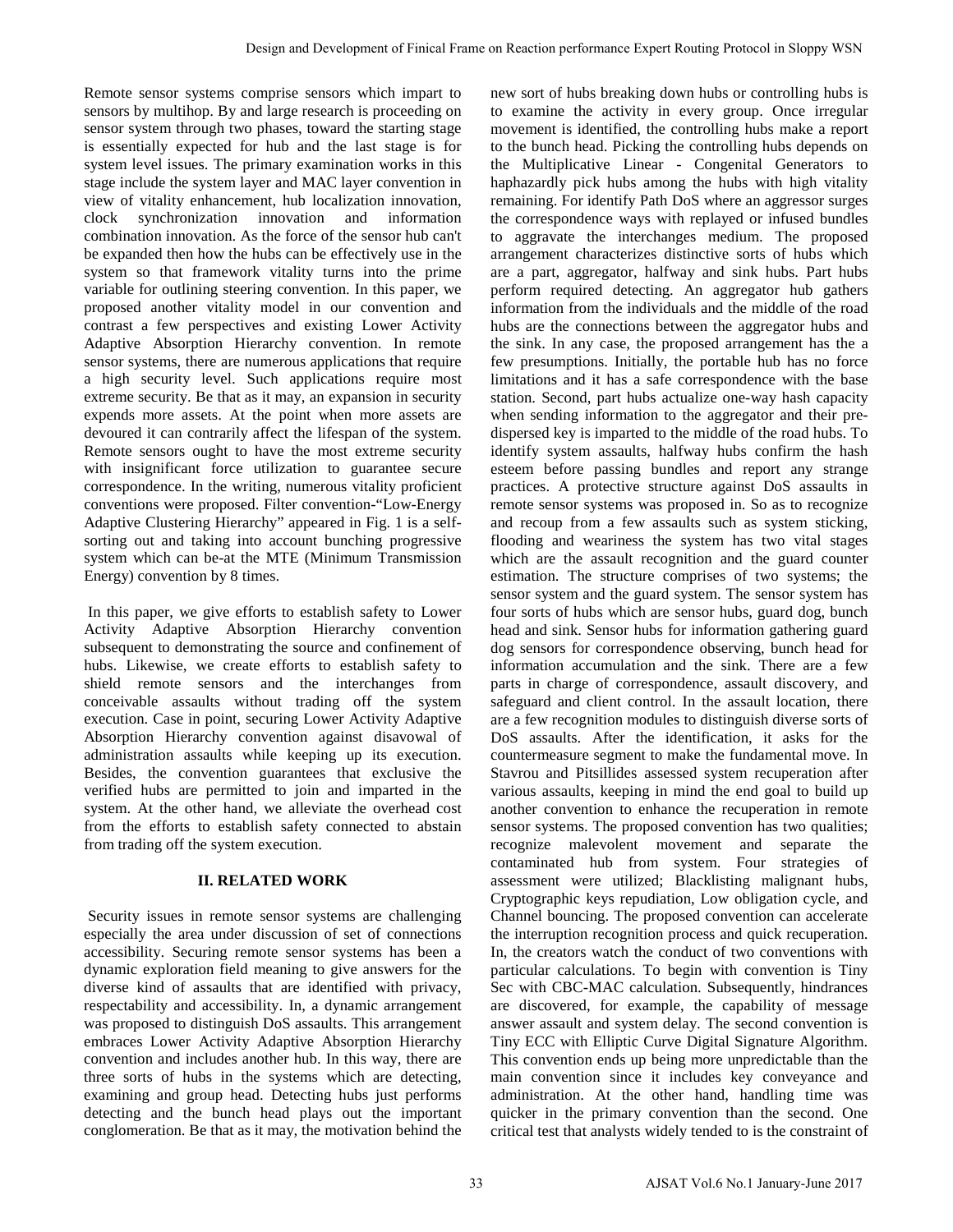Remote sensor systems comprise sensors which impart to sensors by multihop. By and large research is proceeding on sensor system through two phases, toward the starting stage is essentially expected for hub and the last stage is for system level issues. The primary examination works in this stage include the system layer and MAC layer convention in view of vitality enhancement, hub localization innovation, clock synchronization innovation and information combination innovation. As the force of the sensor hub can't be expanded then how the hubs can be effectively use in the system so that framework vitality turns into the prime variable for outlining steering convention. In this paper, we proposed another vitality model in our convention and contrast a few perspectives and existing Lower Activity Adaptive Absorption Hierarchy convention. In remote sensor systems, there are numerous applications that require a high security level. Such applications require most extreme security. Be that as it may, an expansion in security expends more assets. At the point when more assets are devoured it can contrarily affect the lifespan of the system. Remote sensors ought to have the most extreme security with insignificant force utilization to guarantee secure correspondence. In the writing, numerous vitality proficient conventions were proposed. Filter convention-"Low-Energy Adaptive Clustering Hierarchy" appeared in Fig. 1 is a self-sorting out and taking into account bunching progressive system which can be-at the MTE (Minimum Transmission Energy) convention by 8 times.

In this paper, we give efforts to establish safety to Lower Activity Adaptive Absorption Hierarchy convention subsequent to demonstrating the source and confinement of hubs. Likewise, we create efforts to establish safety to shield remote sensors and the interchanges from conceivable assaults without trading off the system execution. Case in point, securing Lower Activity Adaptive Absorption Hierarchy convention against disavowal of administration assaults while keeping up its execution. Besides, the convention guarantees that exclusive the verified hubs are permitted to join and imparted in the system. At the other hand, we alleviate the overhead cost from the efforts to establish safety connected to abstain from trading off the system execution.

## II. RELATED WORK

Security issues in remote sensor systems are challenging especially the area under discussion of set of connections accessibility. Securing remote sensor systems has been a dynamic exploration field meaning to give answers for the diverse kind of assaults that are identified with privacy, respectability and accessibility. In, a dynamic arrangement was proposed to distinguish DoS assaults. This arrangement embraces Lower Activity Adaptive Absorption Hierarchy convention and includes another hub. In this way, there are three sorts of hubs in the systems which are detecting, examining and group head. Detecting hubs just performs detecting and the bunch head plays out the important conglomeration. Be that as it may, the motivation behind the new sort of hubs breaking down hubs or controlling hubs is to examine the activity in every group. Once irregular movement is identified, the controlling hubs make a report to the bunch head. Picking the controlling hubs depends on the Multiplicative Linear - Congenital Generators to haphazardly pick hubs among the hubs with high vitality remaining. For identify Path DoS where an aggressor surges the correspondence ways with replayed or infused bundles to aggravate the interchanges medium. The proposed arrangement characterizes distinctive sorts of hubs which are a part, aggregator, halfway and sink hubs. Part hubs perform required detecting. An aggregator hub gathers information from the individuals and the middle of the road hubs are the connections between the aggregator hubs and the sink. In any case, the proposed arrangement has the a few presumptions. Initially, the portable hub has no force limitations and it has a safe correspondence with the base station. Second, part hubs actualize one-way hash capacity when sending information to the aggregator and their pre-dispersed key is imparted to the middle of the road hubs. To identify system assaults, halfway hubs confirm the hash esteem before passing bundles and report any strange practices. A protective structure against DoS assaults in remote sensor systems was proposed in. So as to recognize and recoup from a few assaults such as system sticking, flooding and weariness the system has two vital stages which are the assault recognition and the guard counter estimation. The structure comprises of two systems; the sensor system and the guard system. The sensor system has four sorts of hubs which are sensor hubs, guard dog, bunch head and sink. Sensor hubs for information gathering guard dog sensors for correspondence observing, bunch head for information accumulation and the sink. There are a few parts in charge of correspondence, assault discovery, and safeguard and client control. In the assault location, there are a few recognition modules to distinguish diverse sorts of DoS assaults. After the identification, it asks for the countermeasure segment to make the fundamental move. In Stavrou and Pitsillides assessed system recuperation after various assaults, keeping in mind the end goal to build up another convention to enhance the recuperation in remote sensor systems. The proposed convention has two qualities; recognize malevolent movement and separate the contaminated hub from system. Four strategies of assessment were utilized; Blacklisting malignant hubs, Cryptographic keys repudiation, Low obligation cycle, and Channel bouncing. The proposed convention can accelerate the interruption recognition process and quick recuperation. In, the creators watch the conduct of two conventions with particular calculations. To begin with convention is Tiny Sec with CBC-MAC calculation. Subsequently, hindrances are discovered, for example, the capability of message answer assault and system delay. The second convention is Tiny ECC with Elliptic Curve Digital Signature Algorithm. This convention ends up being more unpredictable than the main convention since it includes key conveyance and administration. At the other hand, handling time was quicker in the primary convention than the second. One critical test that analysts widely tended to is the constraint of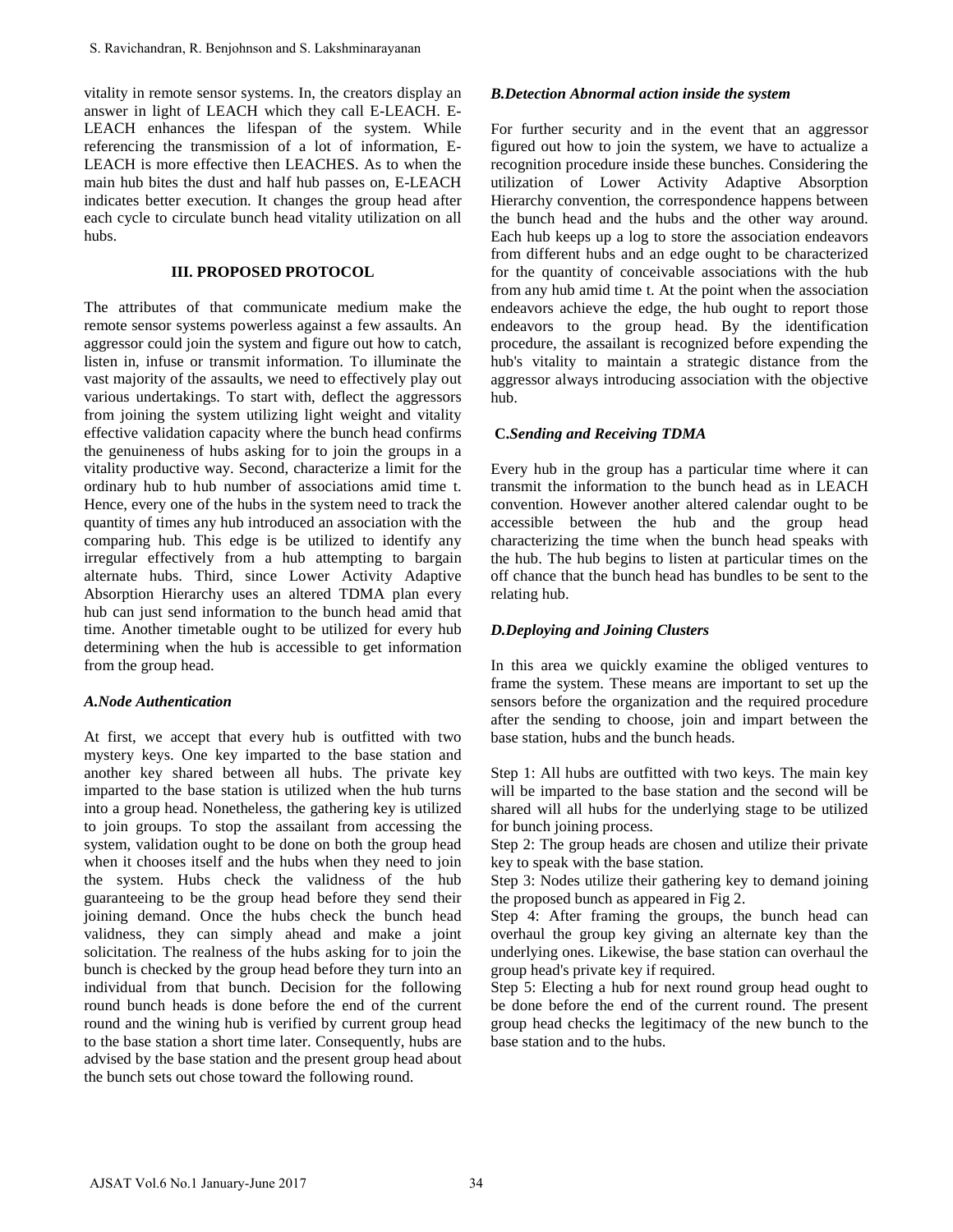vitality in remote sensor systems. In, the creators display an answer in light of LEACH which they call E-LEACH. E-LEACH enhances the lifespan of the system. While referencing the transmission of a lot of information, E-LEACH is more effective then LEACHES. As to when the main hub bites the dust and half hub passes on, E-LEACH indicates better execution. It changes the group head after each cycle to circulate bunch head vitality utilization on all hubs.

## III. PROPOSED PROTOCOL

The attributes of that communicate medium make the remote sensor systems powerless against a few assaults. An aggressor could join the system and figure out how to catch, listen in, infuse or transmit information. To illuminate the vast majority of the assaults, we need to effectively play out various undertakings. To start with, deflect the aggressors from joining the system utilizing light weight and vitality effective validation capacity where the bunch head confirms the genuineness of hubs asking for to join the groups in a vitality productive way. Second, characterize a limit for the ordinary hub to hub number of associations amid time t. Hence, every one of the hubs in the system need to track the quantity of times any hub introduced an association with the comparing hub. This edge is be utilized to identify any irregular effectively from a hub attempting to bargain alternate hubs. Third, since Lower Activity Adaptive Absorption Hierarchy uses an altered TDMA plan every hub can just send information to the bunch head amid that time. Another timetable ought to be utilized for every hub determining when the hub is accessible to get information from the group head.

### *A.Node Authentication*

At first, we accept that every hub is outfitted with two mystery keys. One key imparted to the base station and another key shared between all hubs. The private key imparted to the base station is utilized when the hub turns into a group head. Nonetheless, the gathering key is utilized to join groups. To stop the assailant from accessing the system, validation ought to be done on both the group head when it chooses itself and the hubs when they need to join the system. Hubs check the validness of the hub guaranteeing to be the group head before they send their joining demand. Once the hubs check the bunch head validness, they can simply ahead and make a joint solicitation. The realness of the hubs asking for to join the bunch is checked by the group head before they turn into an individual from that bunch. Decision for the following round bunch heads is done before the end of the current round and the wining hub is verified by current group head to the base station a short time later. Consequently, hubs are advised by the base station and the present group head about the bunch sets out chose toward the following round.

### *B.Detection Abnormal action inside the system*

For further security and in the event that an aggressor figured out how to join the system, we have to actualize a recognition procedure inside these bunches. Considering the utilization of Lower Activity Adaptive Absorption Hierarchy convention, the correspondence happens between the bunch head and the hubs and the other way around. Each hub keeps up a log to store the association endeavors from different hubs and an edge ought to be characterized for the quantity of conceivable associations with the hub from any hub amid time t. At the point when the association endeavors achieve the edge, the hub ought to report those endeavors to the group head. By the identification procedure, the assailant is recognized before expending the hub's vitality to maintain a strategic distance from the aggressor always introducing association with the objective hub.

### C.*Sending and Receiving TDMA*

Every hub in the group has a particular time where it can transmit the information to the bunch head as in LEACH convention. However another altered calendar ought to be accessible between the hub and the group head characterizing the time when the bunch head speaks with the hub. The hub begins to listen at particular times on the off chance that the bunch head has bundles to be sent to the relating hub.

### *D.Deploying and Joining Clusters*

In this area we quickly examine the obliged ventures to frame the system. These means are important to set up the sensors before the organization and the required procedure after the sending to choose, join and impart between the base station, hubs and the bunch heads.

Step 1: All hubs are outfitted with two keys. The main key will be imparted to the base station and the second will be shared will all hubs for the underlying stage to be utilized for bunch joining process.
Step 2: The group heads are chosen and utilize their private key to speak with the base station.
Step 3: Nodes utilize their gathering key to demand joining the proposed bunch as appeared in Fig 2.
Step 4: After framing the groups, the bunch head can overhaul the group key giving an alternate key than the underlying ones. Likewise, the base station can overhaul the group head's private key if required.
Step 5: Electing a hub for next round group head ought to be done before the end of the current round. The present group head checks the legitimacy of the new bunch to the base station and to the hubs.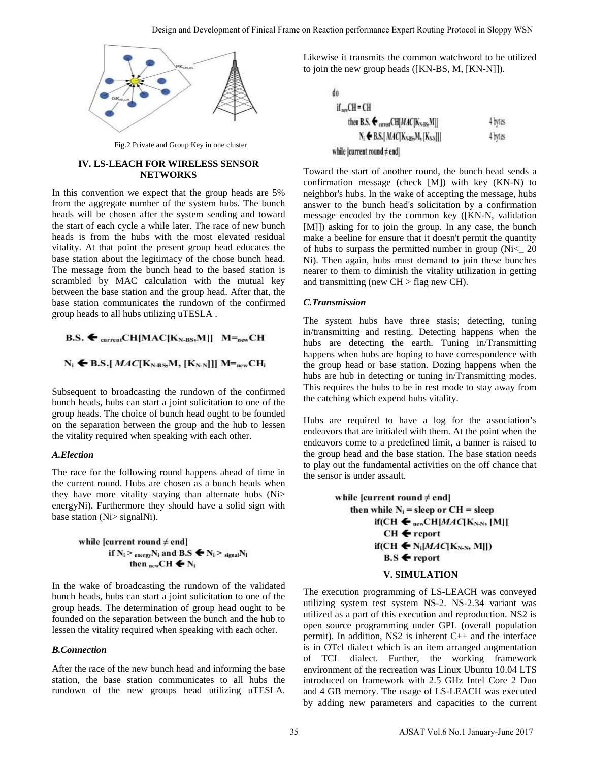Fig.2 Private and Group Key in one cluster

## IV. LS-LEACH FOR WIRELESS SENSOR NETWORKS

In this convention we expect that the group heads are 5% from the aggregate number of the system hubs. The bunch heads will be chosen after the system sending and toward the start of each cycle a while later. The race of new bunch heads is from the hubs with the most elevated residual vitality. At that point the present group head educates the base station about the legitimacy of the chose bunch head. The message from the bunch head to the based station is scrambled by MAC calculation with the mutual key between the base station and the group head. After that, the base station communicates the rundown of the confirmed group heads to all hubs utilizing uTESLA .

$$\mathbf{B.S.} \leftarrow {}_{current}\mathbf{CH}[\mathbf{MAC}[\mathbf{K}_{N\text{-}BS},\mathbf{M}]] \quad \mathbf{M}={}_{new}\mathbf{CH}$$

$$\mathbf{N}_i \leftarrow \mathbf{B.S.}[\,MAC[\mathbf{K}_{N\text{-}BS},\mathbf{M},[\mathbf{K}_{N\text{-}N}]]]\ \mathbf{M}={}_{new}\mathbf{CH}_i$$

Subsequent to broadcasting the rundown of the confirmed bunch heads, hubs can start a joint solicitation to one of the group heads. The choice of bunch head ought to be founded on the separation between the group and the hub to lessen the vitality required when speaking with each other.

### *A.Election*

The race for the following round happens ahead of time in the current round. Hubs are chosen as a bunch heads when they have more vitality staying than alternate hubs (Ni> energyNi). Furthermore they should have a solid sign with base station (Ni> signalNi).

$$\begin{array}{l}\textbf{while [current round} \neq \textbf{end]}\\ \quad \textbf{if } \mathbf{N}_i > {}_{energy}\mathbf{N}_i \textbf{ and } \mathbf{B.S} \leftarrow \mathbf{N}_i > {}_{signal}\mathbf{N}_i\\ \quad\quad \textbf{then } {}_{new}\mathbf{CH} \leftarrow \mathbf{N}_i\end{array}$$

In the wake of broadcasting the rundown of the validated bunch heads, hubs can start a joint solicitation to one of the group heads. The determination of group head ought to be founded on the separation between the bunch and the hub to lessen the vitality required when speaking with each other.

### *B.Connection*

After the race of the new bunch head and informing the base station, the base station communicates to all hubs the rundown of the new groups head utilizing uTESLA. Likewise it transmits the common watchword to be utilized to join the new group heads ([KN-BS, M, [KN-N]]).

$$\begin{array}{ll}\text{do} & \\ \quad \text{if}_{new}\text{CH} = \text{CH} & \\ \quad\quad \text{then B.S.} \leftarrow {}_{current}\text{CH}[MAC[\text{K}_{N\text{-}BS},\text{M}]] & \text{4 bytes}\\ \quad\quad\quad \text{N}_i \leftarrow \text{B.S.}[\,MAC[\text{K}_{N\text{-}BS},\text{M},[\text{K}_{N\text{-}N}]]] & \text{4 bytes}\\ \text{while [current round} \neq \text{end]} & \end{array}$$

Toward the start of another round, the bunch head sends a confirmation message (check [M]) with key (KN-N) to neighbor's hubs. In the wake of accepting the message, hubs answer to the bunch head's solicitation by a confirmation message encoded by the common key ([KN-N, validation [M]]) asking for to join the group. In any case, the bunch make a beeline for ensure that it doesn't permit the quantity of hubs to surpass the permitted number in group (Ni<_ 20 Ni). Then again, hubs must demand to join these bunches nearer to them to diminish the vitality utilization in getting and transmitting (new CH > flag new CH).

### *C.Transmission*

The system hubs have three stasis; detecting, tuning in/transmitting and resting. Detecting happens when the hubs are detecting the earth. Tuning in/Transmitting happens when hubs are hoping to have correspondence with the group head or base station. Dozing happens when the hubs are hub in detecting or tuning in/Transmitting modes. This requires the hubs to be in rest mode to stay away from the catching which expend hubs vitality.

Hubs are required to have a log for the association's endeavors that are initialed with them. At the point when the endeavors come to a predefined limit, a banner is raised to the group head and the base station. The base station needs to play out the fundamental activities on the off chance that the sensor is under assault.

$$\begin{array}{l}\textbf{while [current round} \neq \textbf{end]}\\ \quad \textbf{then while } \mathbf{N}_i = \textbf{sleep or CH} = \textbf{sleep}\\ \quad\quad \textbf{if(CH} \leftarrow {}_{new}\mathbf{CH}[MAC[\mathbf{K}_{N\text{-}N},[\mathbf{M}]]\\ \quad\quad\quad \mathbf{CH} \leftarrow \textbf{report}\\ \quad\quad \textbf{if(CH} \leftarrow \mathbf{N}_i[MAC[\mathbf{K}_{N\text{-}N},\mathbf{M}]])\\ \quad\quad\quad \mathbf{B.S} \leftarrow \textbf{report}\end{array}$$

## V. SIMULATION

The execution programming of LS-LEACH was conveyed utilizing system test system NS-2. NS-2.34 variant was utilized as a part of this execution and reproduction. NS2 is open source programming under GPL (overall population permit). In addition, NS2 is inherent C++ and the interface is in OTcl dialect which is an item arranged augmentation of TCL dialect. Further, the working framework environment of the recreation was Linux Ubuntu 10.04 LTS introduced on framework with 2.5 GHz Intel Core 2 Duo and 4 GB memory. The usage of LS-LEACH was executed by adding new parameters and capacities to the current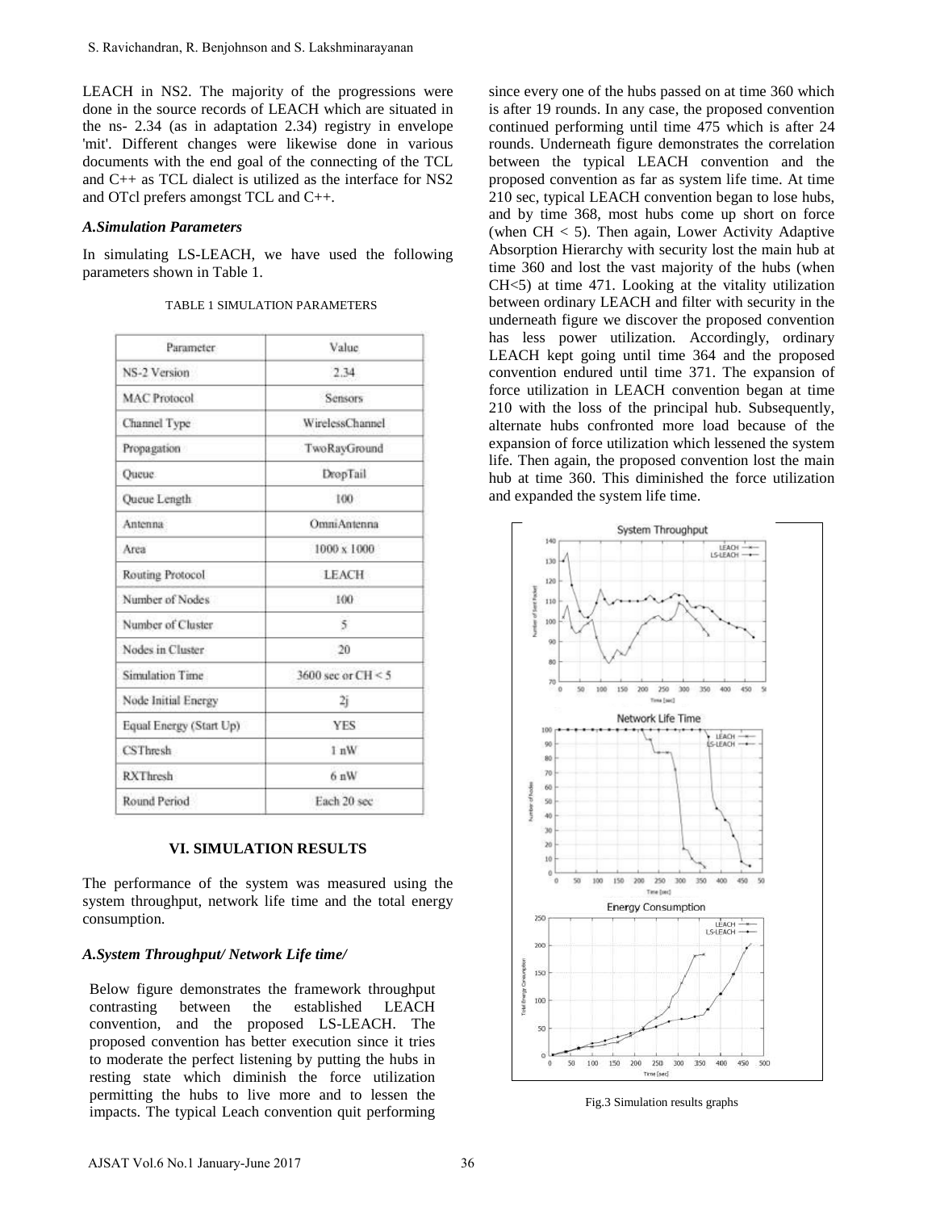LEACH in NS2. The majority of the progressions were done in the source records of LEACH which are situated in the ns- 2.34 (as in adaptation 2.34) registry in envelope 'mit'. Different changes were likewise done in various documents with the end goal of the connecting of the TCL and C++ as TCL dialect is utilized as the interface for NS2 and OTcl prefers amongst TCL and C++.

### *A.Simulation Parameters*

In simulating LS-LEACH, we have used the following parameters shown in Table 1.

TABLE 1 SIMULATION PARAMETERS

| Parameter | Value |
|---|---|
| NS-2 Version | 2.34 |
| MAC Protocol | Sensors |
| Channel Type | WirelessChannel |
| Propagation | TwoRayGround |
| Queue | DropTail |
| Queue Length | 100 |
| Antenna | OmniAntenna |
| Area | 1000 x 1000 |
| Routing Protocol | LEACH |
| Number of Nodes | 100 |
| Number of Cluster | 5 |
| Nodes in Cluster | 20 |
| Simulation Time | 3600 sec or CH < 5 |
| Node Initial Energy | 2j |
| Equal Energy (Start Up) | YES |
| CSThresh | 1 nW |
| RXThresh | 6 nW |
| Round Period | Each 20 sec |

## VI. SIMULATION RESULTS

The performance of the system was measured using the system throughput, network life time and the total energy consumption.

### *A.System Throughput/ Network Life time/*

Below figure demonstrates the framework throughput contrasting between the established LEACH convention, and the proposed LS-LEACH. The proposed convention has better execution since it tries to moderate the perfect listening by putting the hubs in resting state which diminish the force utilization permitting the hubs to live more and to lessen the impacts. The typical Leach convention quit performing since every one of the hubs passed on at time 360 which is after 19 rounds. In any case, the proposed convention continued performing until time 475 which is after 24 rounds. Underneath figure demonstrates the correlation between the typical LEACH convention and the proposed convention as far as system life time. At time 210 sec, typical LEACH convention began to lose hubs, and by time 368, most hubs come up short on force (when CH < 5). Then again, Lower Activity Adaptive Absorption Hierarchy with security lost the main hub at time 360 and lost the vast majority of the hubs (when CH<5) at time 471. Looking at the vitality utilization between ordinary LEACH and filter with security in the underneath figure we discover the proposed convention has less power utilization. Accordingly, ordinary LEACH kept going until time 364 and the proposed convention endured until time 371. The expansion of force utilization in LEACH convention began at time 210 with the loss of the principal hub. Subsequently, alternate hubs confronted more load because of the expansion of force utilization which lessened the system life. Then again, the proposed convention lost the main hub at time 360. This diminished the force utilization and expanded the system life time.

Fig.3 Simulation results graphs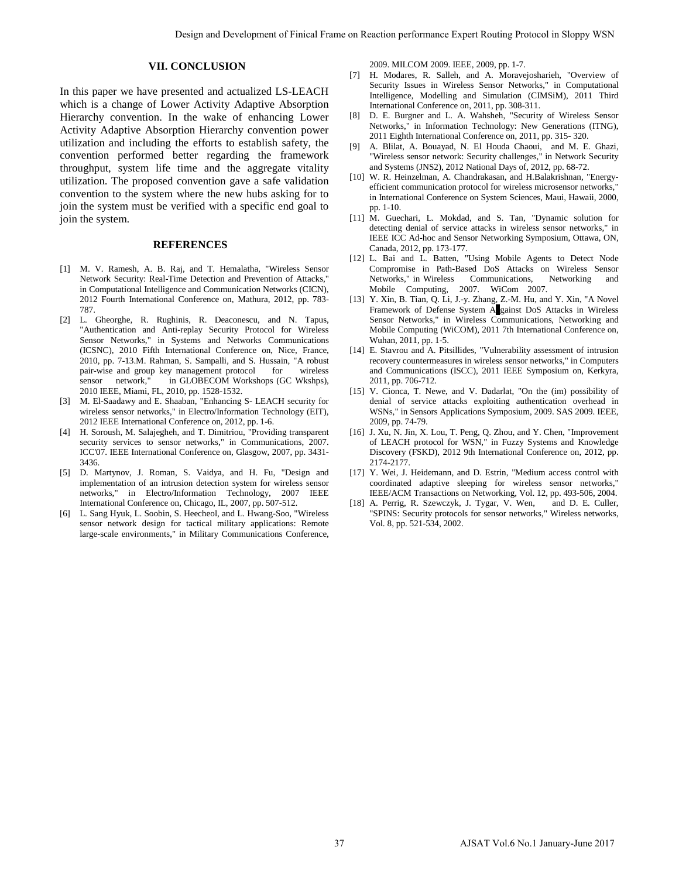## VII. CONCLUSION

In this paper we have presented and actualized LS-LEACH which is a change of Lower Activity Adaptive Absorption Hierarchy convention. In the wake of enhancing Lower Activity Adaptive Absorption Hierarchy convention power utilization and including the efforts to establish safety, the convention performed better regarding the framework throughput, system life time and the aggregate vitality utilization. The proposed convention gave a safe validation convention to the system where the new hubs asking for to join the system must be verified with a specific end goal to join the system.

## REFERENCES

[1] M. V. Ramesh, A. B. Raj, and T. Hemalatha, "Wireless Sensor Network Security: Real-Time Detection and Prevention of Attacks," in Computational Intelligence and Communication Networks (CICN), 2012 Fourth International Conference on, Mathura, 2012, pp. 783-787.

[2] L. Gheorghe, R. Rughinis, R. Deaconescu, and N. Tapus, "Authentication and Anti-replay Security Protocol for Wireless Sensor Networks," in Systems and Networks Communications (ICSNC), 2010 Fifth International Conference on, Nice, France, 2010, pp. 7-13.M. Rahman, S. Sampalli, and S. Hussain, "A robust pair-wise and group key management protocol for wireless sensor network," in GLOBECOM Workshops (GC Wkshps), 2010 IEEE, Miami, FL, 2010, pp. 1528-1532.

[3] M. El-Saadawy and E. Shaaban, "Enhancing S- LEACH security for wireless sensor networks," in Electro/Information Technology (EIT), 2012 IEEE International Conference on, 2012, pp. 1-6.

[4] H. Soroush, M. Salajegheh, and T. Dimitriou, "Providing transparent security services to sensor networks," in Communications, 2007. ICC'07. IEEE International Conference on, Glasgow, 2007, pp. 3431-3436.

[5] D. Martynov, J. Roman, S. Vaidya, and H. Fu, "Design and implementation of an intrusion detection system for wireless sensor networks," in Electro/Information Technology, 2007 IEEE International Conference on, Chicago, IL, 2007, pp. 507-512.

[6] L. Sang Hyuk, L. Soobin, S. Heecheol, and L. Hwang-Soo, "Wireless sensor network design for tactical military applications: Remote large-scale environments," in Military Communications Conference, 2009. MILCOM 2009. IEEE, 2009, pp. 1-7.

[7] H. Modares, R. Salleh, and A. Moravejosharieh, "Overview of Security Issues in Wireless Sensor Networks," in Computational Intelligence, Modelling and Simulation (CIMSiM), 2011 Third International Conference on, 2011, pp. 308-311.

[8] D. E. Burgner and L. A. Wahsheh, "Security of Wireless Sensor Networks," in Information Technology: New Generations (ITNG), 2011 Eighth International Conference on, 2011, pp. 315- 320.

[9] A. Blilat, A. Bouayad, N. El Houda Chaoui, and M. E. Ghazi, "Wireless sensor network: Security challenges," in Network Security and Systems (JNS2), 2012 National Days of, 2012, pp. 68-72.

[10] W. R. Heinzelman, A. Chandrakasan, and H.Balakrishnan, "Energy-efficient communication protocol for wireless microsensor networks," in International Conference on System Sciences, Maui, Hawaii, 2000, pp. 1-10.

[11] M. Guechari, L. Mokdad, and S. Tan, "Dynamic solution for detecting denial of service attacks in wireless sensor networks," in IEEE ICC Ad-hoc and Sensor Networking Symposium, Ottawa, ON, Canada, 2012, pp. 173-177.

[12] L. Bai and L. Batten, "Using Mobile Agents to Detect Node Compromise in Path-Based DoS Attacks on Wireless Sensor Networks," in Wireless Communications, Networking and Mobile Computing, 2007. WiCom 2007.

[13] Y. Xin, B. Tian, Q. Li, J.-y. Zhang, Z.-M. Hu, and Y. Xin, "A Novel Framework of Defense System Against DoS Attacks in Wireless Sensor Networks," in Wireless Communications, Networking and Mobile Computing (WiCOM), 2011 7th International Conference on, Wuhan, 2011, pp. 1-5.

[14] E. Stavrou and A. Pitsillides, "Vulnerability assessment of intrusion recovery countermeasures in wireless sensor networks," in Computers and Communications (ISCC), 2011 IEEE Symposium on, Kerkyra, 2011, pp. 706-712.

[15] V. Cionca, T. Newe, and V. Dadarlat, "On the (im) possibility of denial of service attacks exploiting authentication overhead in WSNs," in Sensors Applications Symposium, 2009. SAS 2009. IEEE, 2009, pp. 74-79.

[16] J. Xu, N. Jin, X. Lou, T. Peng, Q. Zhou, and Y. Chen, "Improvement of LEACH protocol for WSN," in Fuzzy Systems and Knowledge Discovery (FSKD), 2012 9th International Conference on, 2012, pp. 2174-2177.

[17] Y. Wei, J. Heidemann, and D. Estrin, "Medium access control with coordinated adaptive sleeping for wireless sensor networks," IEEE/ACM Transactions on Networking, Vol. 12, pp. 493-506, 2004.

[18] A. Perrig, R. Szewczyk, J. Tygar, V. Wen, and D. E. Culler, "SPINS: Security protocols for sensor networks," Wireless networks, Vol. 8, pp. 521-534, 2002.